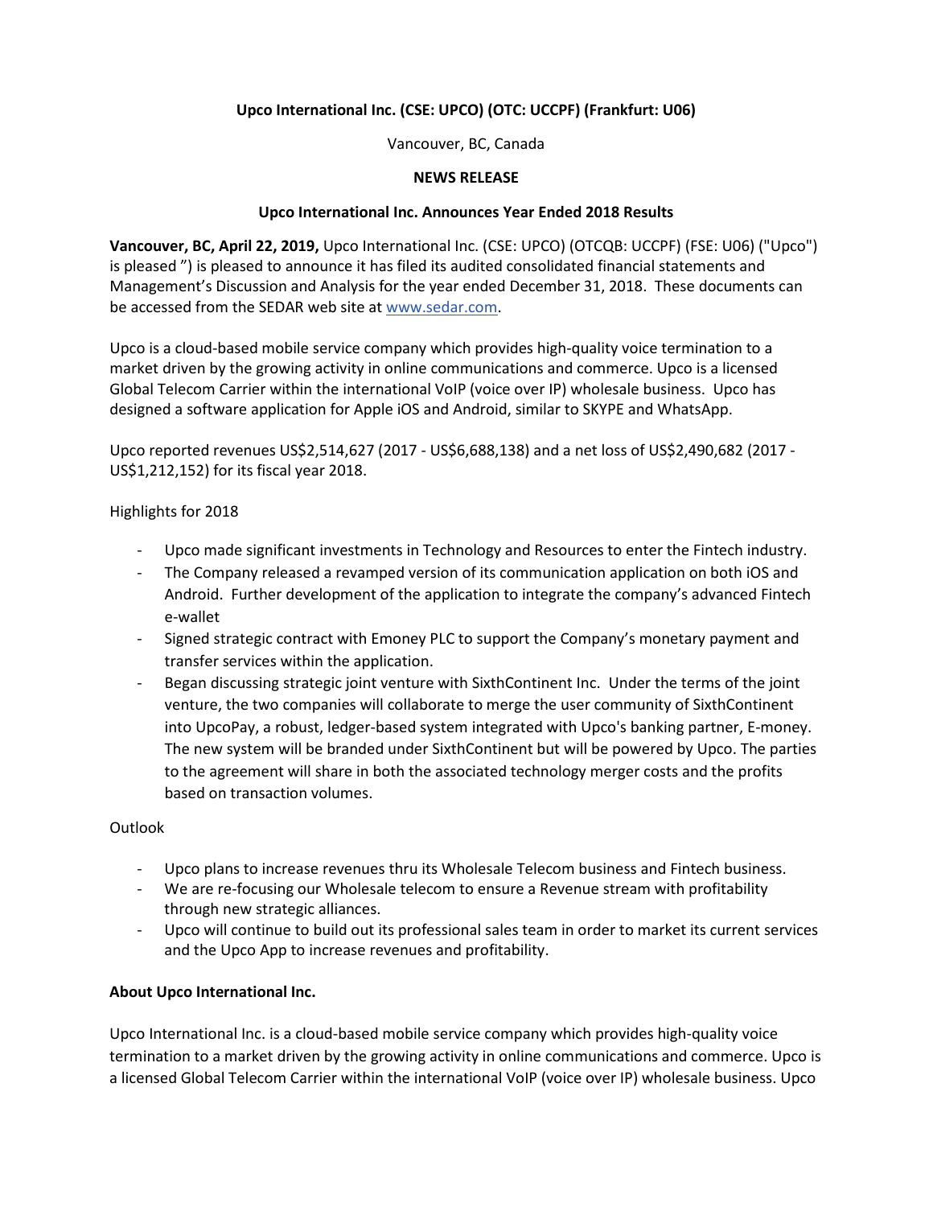**Upco International Inc. (CSE: UPCO) (OTC: UCCPF) (Frankfurt: U06)**

Vancouver, BC, Canada

**NEWS RELEASE**

**Upco International Inc. Announces Year Ended 2018 Results**

**Vancouver, BC, April 22, 2019,** Upco International Inc. (CSE: UPCO) (OTCQB: UCCPF) (FSE: U06) ("Upco") is pleased ") is pleased to announce it has filed its audited consolidated financial statements and Management's Discussion and Analysis for the year ended December 31, 2018. These documents can be accessed from the SEDAR web site at www.sedar.com.

Upco is a cloud-based mobile service company which provides high-quality voice termination to a market driven by the growing activity in online communications and commerce. Upco is a licensed Global Telecom Carrier within the international VoIP (voice over IP) wholesale business. Upco has designed a software application for Apple iOS and Android, similar to SKYPE and WhatsApp.

Upco reported revenues US$2,514,627 (2017 - US$6,688,138) and a net loss of US$2,490,682 (2017 - US$1,212,152) for its fiscal year 2018.

Highlights for 2018

- Upco made significant investments in Technology and Resources to enter the Fintech industry.
- The Company released a revamped version of its communication application on both iOS and Android. Further development of the application to integrate the company's advanced Fintech e-wallet
- Signed strategic contract with Emoney PLC to support the Company's monetary payment and transfer services within the application.
- Began discussing strategic joint venture with SixthContinent Inc. Under the terms of the joint venture, the two companies will collaborate to merge the user community of SixthContinent into UpcoPay, a robust, ledger-based system integrated with Upco's banking partner, E-money. The new system will be branded under SixthContinent but will be powered by Upco. The parties to the agreement will share in both the associated technology merger costs and the profits based on transaction volumes.

Outlook

- Upco plans to increase revenues thru its Wholesale Telecom business and Fintech business.
- We are re-focusing our Wholesale telecom to ensure a Revenue stream with profitability through new strategic alliances.
- Upco will continue to build out its professional sales team in order to market its current services and the Upco App to increase revenues and profitability.

**About Upco International Inc.**

Upco International Inc. is a cloud-based mobile service company which provides high-quality voice termination to a market driven by the growing activity in online communications and commerce. Upco is a licensed Global Telecom Carrier within the international VoIP (voice over IP) wholesale business. Upco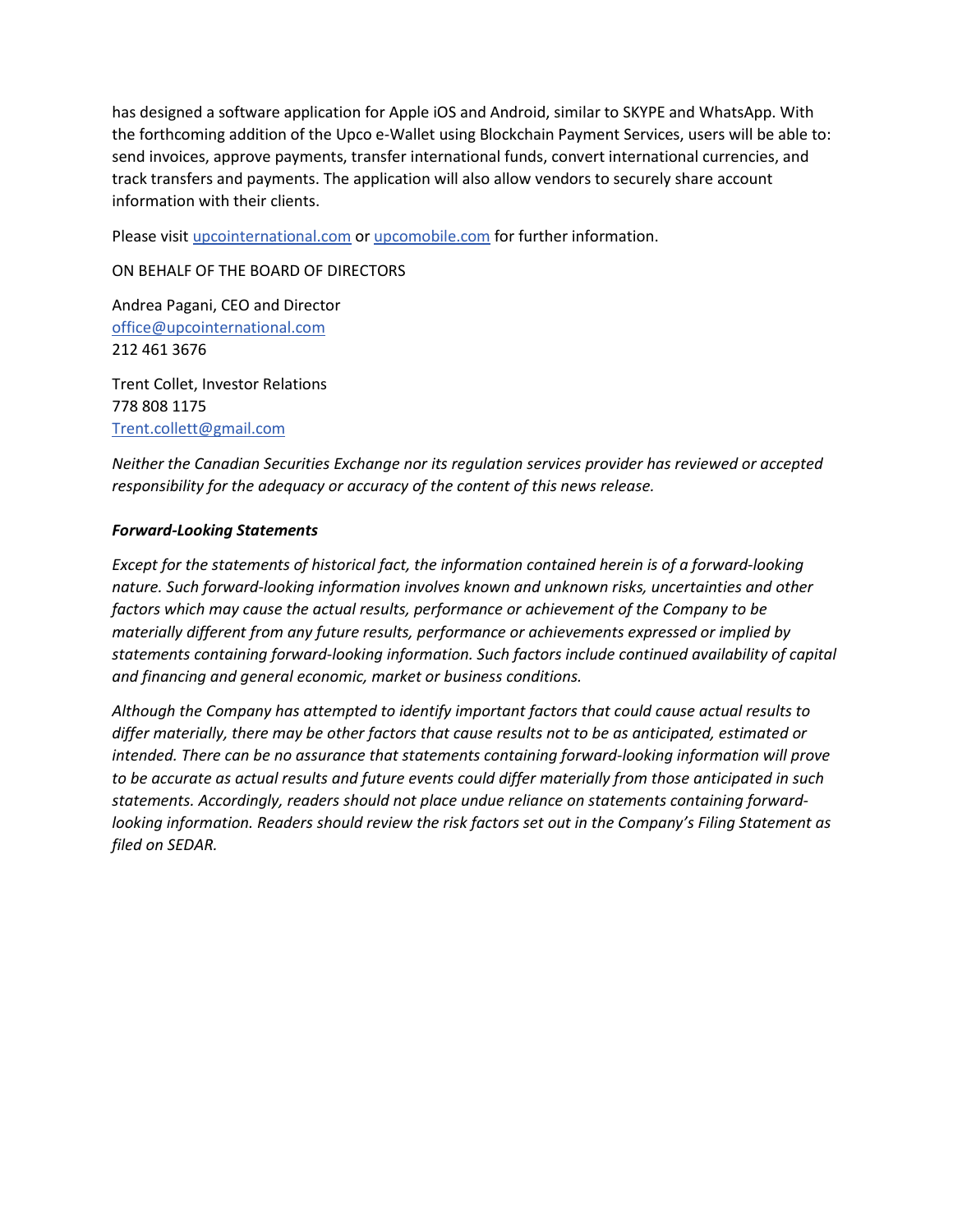has designed a software application for Apple iOS and Android, similar to SKYPE and WhatsApp. With the forthcoming addition of the Upco e-Wallet using Blockchain Payment Services, users will be able to: send invoices, approve payments, transfer international funds, convert international currencies, and track transfers and payments. The application will also allow vendors to securely share account information with their clients.

Please visit upcointernational.com or upcomobile.com for further information.

ON BEHALF OF THE BOARD OF DIRECTORS

Andrea Pagani, CEO and Director
office@upcointernational.com
212 461 3676

Trent Collet, Investor Relations
778 808 1175
Trent.collett@gmail.com

*Neither the Canadian Securities Exchange nor its regulation services provider has reviewed or accepted responsibility for the adequacy or accuracy of the content of this news release.*

***Forward-Looking Statements***

*Except for the statements of historical fact, the information contained herein is of a forward-looking nature. Such forward-looking information involves known and unknown risks, uncertainties and other factors which may cause the actual results, performance or achievement of the Company to be materially different from any future results, performance or achievements expressed or implied by statements containing forward-looking information. Such factors include continued availability of capital and financing and general economic, market or business conditions.*

*Although the Company has attempted to identify important factors that could cause actual results to differ materially, there may be other factors that cause results not to be as anticipated, estimated or intended. There can be no assurance that statements containing forward-looking information will prove to be accurate as actual results and future events could differ materially from those anticipated in such statements. Accordingly, readers should not place undue reliance on statements containing forward-looking information. Readers should review the risk factors set out in the Company's Filing Statement as filed on SEDAR.*